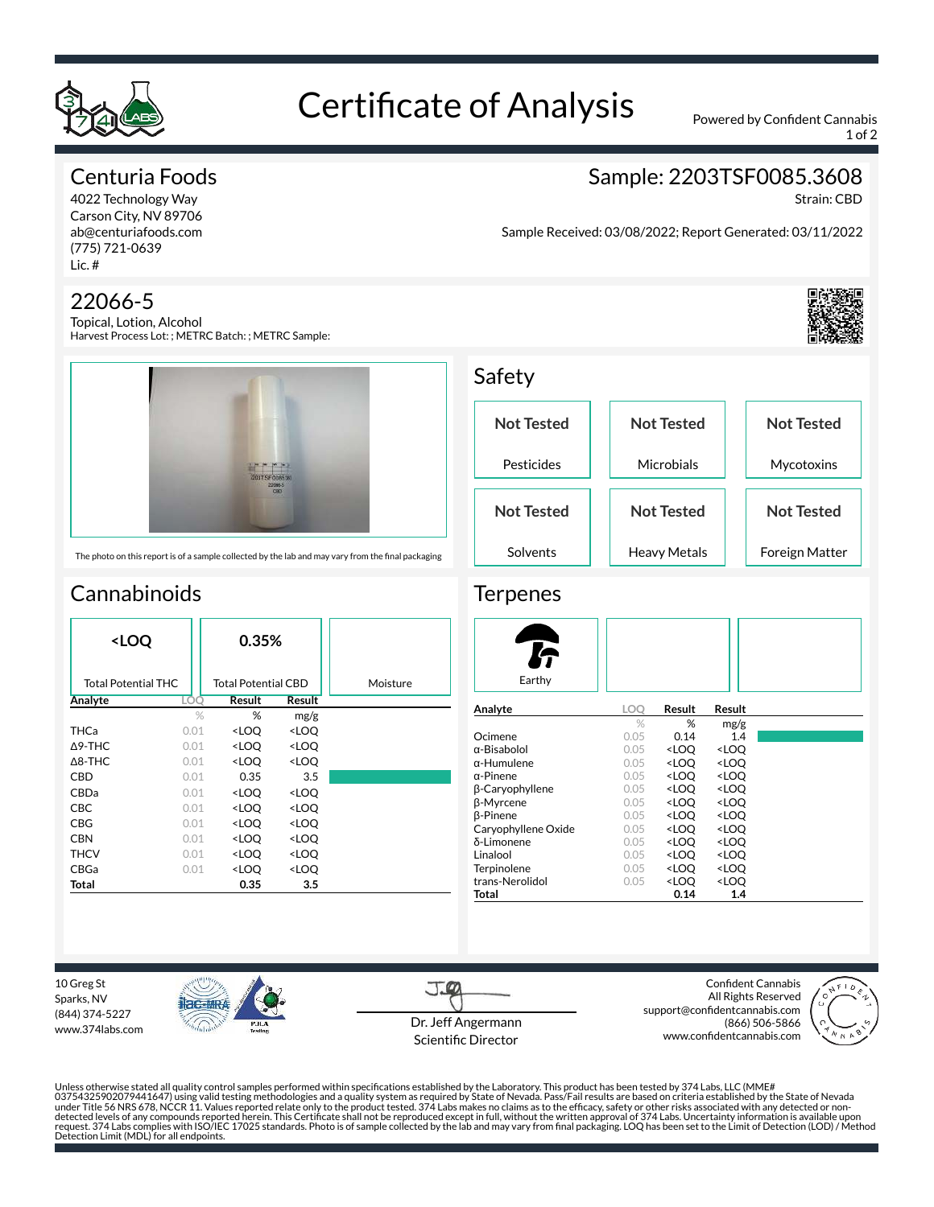# Certificate of Analysis

Powered by Confident Cannabis

## Centuria Foods

4022 Technology Way
Carson City, NV 89706
ab@centuriafoods.com
(775) 721-0639
Lic. #

## Sample: 2203TSF0085.3608

Strain: CBD

Sample Received: 03/08/2022; Report Generated: 03/11/2022

## 22066-5

Topical, Lotion, Alcohol
Harvest Process Lot: ; METRC Batch: ; METRC Sample:

The photo on this report is of a sample collected by the lab and may vary from the final packaging

## Safety

| Not Tested | Not Tested | Not Tested |
|---|---|---|
| Pesticides | Microbials | Mycotoxins |

| Not Tested | Not Tested | Not Tested |
|---|---|---|
| Solvents | Heavy Metals | Foreign Matter |

## Cannabinoids

| <LOQ | 0.35% | |
|---|---|---|
| Total Potential THC | Total Potential CBD | Moisture |

| Analyte | LOQ | Result | Result |
|---|---|---|---|
| | % | % | mg/g |
| THCa | 0.01 | <LOQ | <LOQ |
| Δ9-THC | 0.01 | <LOQ | <LOQ |
| Δ8-THC | 0.01 | <LOQ | <LOQ |
| CBD | 0.01 | 0.35 | 3.5 |
| CBDa | 0.01 | <LOQ | <LOQ |
| CBC | 0.01 | <LOQ | <LOQ |
| CBG | 0.01 | <LOQ | <LOQ |
| CBN | 0.01 | <LOQ | <LOQ |
| THCV | 0.01 | <LOQ | <LOQ |
| CBGa | 0.01 | <LOQ | <LOQ |
| **Total** | | **0.35** | **3.5** |

## Terpenes

Earthy

| Analyte | LOQ | Result | Result |
|---|---|---|---|
| | % | % | mg/g |
| Ocimene | 0.05 | 0.14 | 1.4 |
| α-Bisabolol | 0.05 | <LOQ | <LOQ |
| α-Humulene | 0.05 | <LOQ | <LOQ |
| α-Pinene | 0.05 | <LOQ | <LOQ |
| β-Caryophyllene | 0.05 | <LOQ | <LOQ |
| β-Myrcene | 0.05 | <LOQ | <LOQ |
| β-Pinene | 0.05 | <LOQ | <LOQ |
| Caryophyllene Oxide | 0.05 | <LOQ | <LOQ |
| δ-Limonene | 0.05 | <LOQ | <LOQ |
| Linalool | 0.05 | <LOQ | <LOQ |
| Terpinolene | 0.05 | <LOQ | <LOQ |
| trans-Nerolidol | 0.05 | <LOQ | <LOQ |
| **Total** | | **0.14** | **1.4** |

10 Greg St
Sparks, NV
(844) 374-5227
www.374labs.com

Dr. Jeff Angermann
Scientific Director

Confident Cannabis
All Rights Reserved
support@confidentcannabis.com
(866) 506-5866
www.confidentcannabis.com

Unless otherwise stated all quality control samples performed within specifications established by the Laboratory. This product has been tested by 374 Labs, LLC (MME# 03754325902079441647) using valid testing methodologies and a quality system as required by State of Nevada. Pass/Fail results are based on criteria established by the State of Nevada under Title 56 NRS 678, NCCR 11. Values reported relate only to the product tested. 374 Labs makes no claims as to the efficacy, safety or other risks associated with any detected or non-detected levels of any compounds reported herein. This Certificate shall not be reproduced except in full, without the written approval of 374 Labs. Uncertainty information is available upon request. 374 Labs complies with ISO/IEC 17025 standards. Photo is of sample collected by the lab and may vary from final packaging. LOQ has been set to the Limit of Detection (LOD) / Method Detection Limit (MDL) for all endpoints.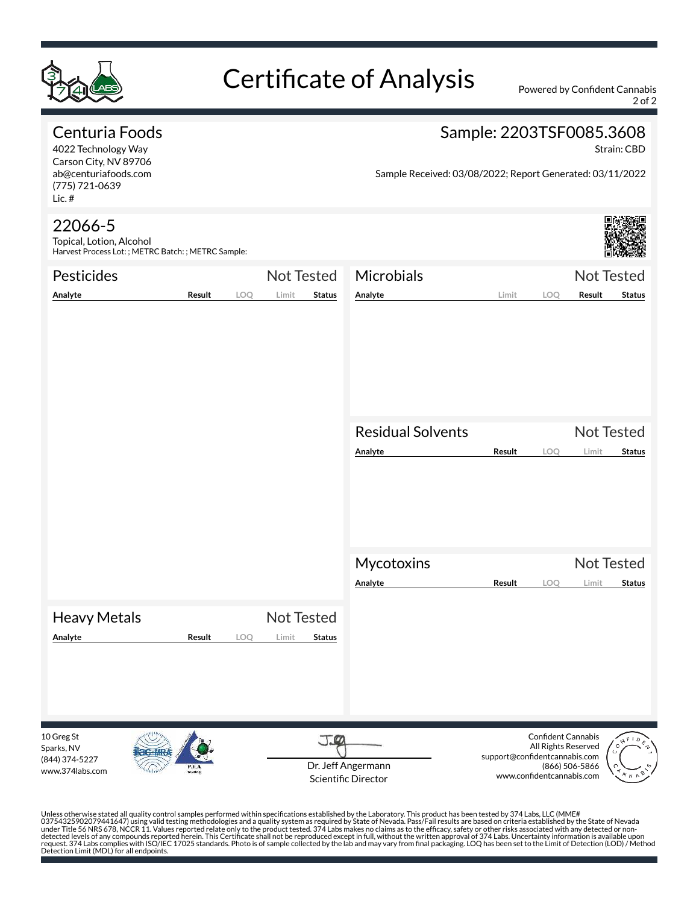# Certificate of Analysis

Powered by Confident Cannabis

## Centuria Foods

4022 Technology Way
Carson City, NV 89706
ab@centuriafoods.com
(775) 721-0639
Lic. #

## Sample: 2203TSF0085.3608

Strain: CBD

Sample Received: 03/08/2022; Report Generated: 03/11/2022

## 22066-5

Topical, Lotion, Alcohol
Harvest Process Lot: ; METRC Batch: ; METRC Sample:

### Pesticides — Not Tested

| Analyte | Result | LOQ | Limit | Status |
|---|---|---|---|---|

### Microbials — Not Tested

| Analyte | Limit | LOQ | Result | Status |
|---|---|---|---|---|

### Residual Solvents — Not Tested

| Analyte | Result | LOQ | Limit | Status |
|---|---|---|---|---|

### Mycotoxins — Not Tested

| Analyte | Result | LOQ | Limit | Status |
|---|---|---|---|---|

### Heavy Metals — Not Tested

| Analyte | Result | LOQ | Limit | Status |
|---|---|---|---|---|

10 Greg St
Sparks, NV
(844) 374-5227
www.374labs.com

Dr. Jeff Angermann
Scientific Director

Confident Cannabis
All Rights Reserved
support@confidentcannabis.com
(866) 506-5866
www.confidentcannabis.com

Unless otherwise stated all quality control samples performed within specifications established by the Laboratory. This product has been tested by 374 Labs, LLC (MME# 03754325902079441647) using valid testing methodologies and a quality system as required by State of Nevada. Pass/Fail results are based on criteria established by the State of Nevada under Title 56 NRS 678, NCCR 11. Values reported relate only to the product tested. 374 Labs makes no claims as to the efficacy, safety or other risks associated with any detected or non-detected levels of any compounds reported herein. This Certificate shall not be reproduced except in full, without the written approval of 374 Labs. Uncertainty information is available upon request. 374 Labs complies with ISO/IEC 17025 standards. Photo is of sample collected by the lab and may vary from final packaging. LOQ has been set to the Limit of Detection (LOD) / Method Detection Limit (MDL) for all endpoints.